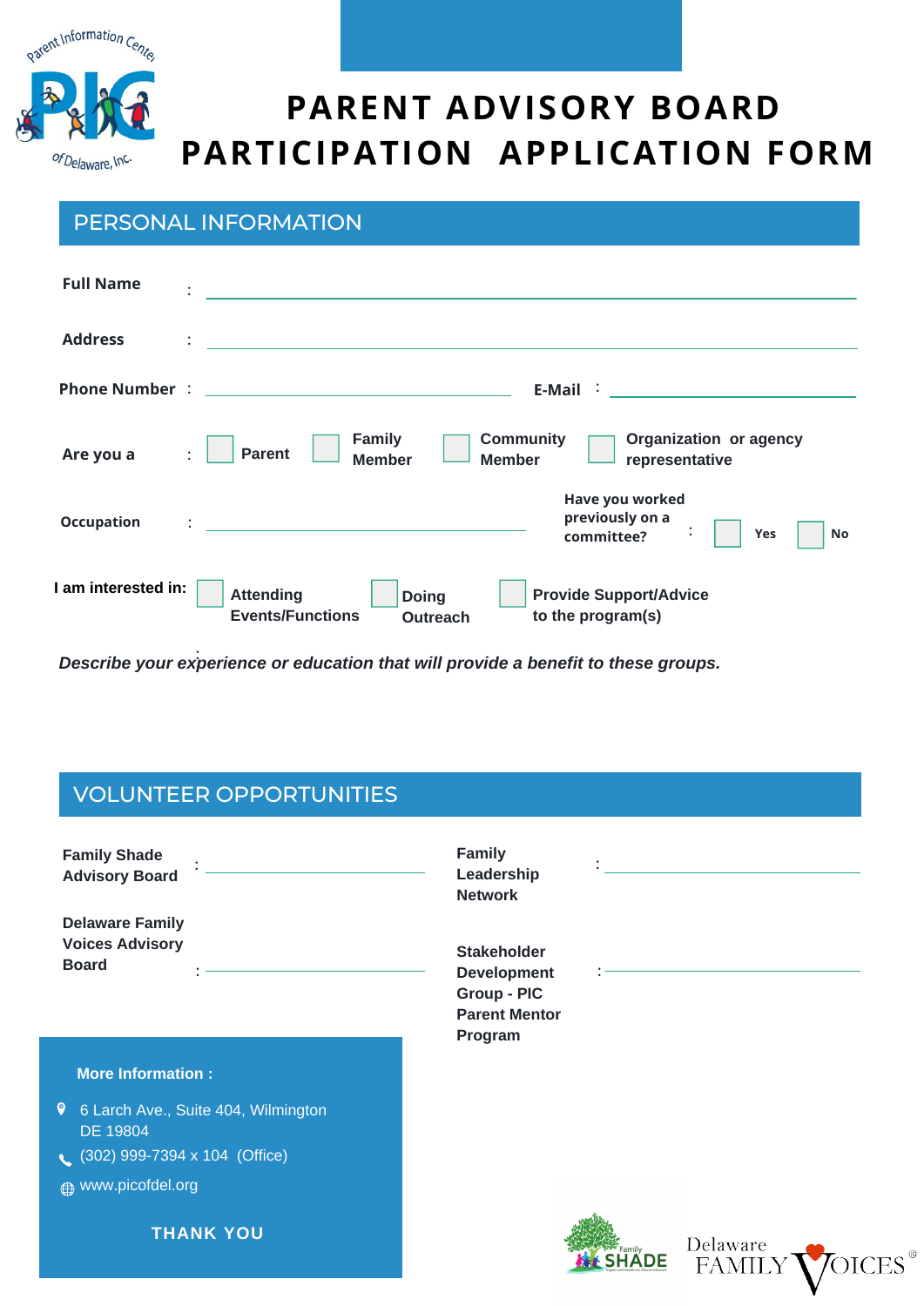Parent Information Center of Delaware, Inc.

# PARENT ADVISORY BOARD PARTICIPATION APPLICATION FORM

## PERSONAL INFORMATION

**Full Name** : ____________________

**Address** : ____________________

**Phone Number** : ____________________ **E-Mail** : ____________________

**Are you a** : ☐ **Parent** ☐ **Family Member** ☐ **Community Member** ☐ **Organization or agency representative**

**Occupation** : ____________________ **Have you worked previously on a committee?** : ☐ **Yes** ☐ **No**

**I am interested in:** ☐ **Attending Events/Functions** ☐ **Doing Outreach** ☐ **Provide Support/Advice to the program(s)**

***Describe your experience or education that will provide a benefit to these groups.***

## VOLUNTEER OPPORTUNITIES

**Family Shade Advisory Board** : ____________________

**Family Leadership Network** : ____________________

**Delaware Family Voices Advisory Board** : ____________________

**Stakeholder Development Group - PIC Parent Mentor Program** : ____________________

**More Information :**

6 Larch Ave., Suite 404, Wilmington DE 19804

(302) 999-7394 x 104 (Office)

www.picofdel.org

**THANK YOU**

Family SHADE

Delaware FAMILY VOICES®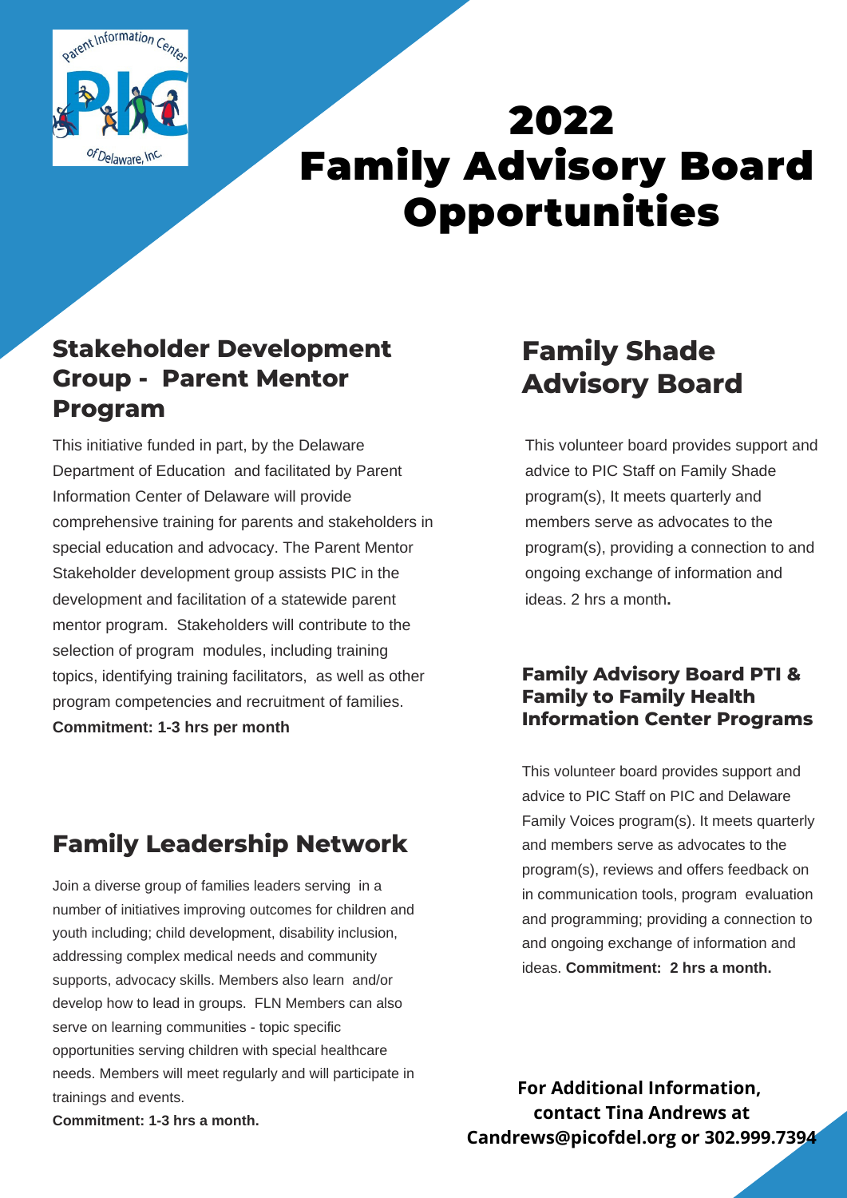# 2022 Family Advisory Board Opportunities

## Stakeholder Development Group - Parent Mentor Program

This initiative funded in part, by the Delaware Department of Education and facilitated by Parent Information Center of Delaware will provide comprehensive training for parents and stakeholders in special education and advocacy. The Parent Mentor Stakeholder development group assists PIC in the development and facilitation of a statewide parent mentor program. Stakeholders will contribute to the selection of program modules, including training topics, identifying training facilitators, as well as other program competencies and recruitment of families.
**Commitment: 1-3 hrs per month**

## Family Leadership Network

Join a diverse group of families leaders serving in a number of initiatives improving outcomes for children and youth including; child development, disability inclusion, addressing complex medical needs and community supports, advocacy skills. Members also learn and/or develop how to lead in groups. FLN Members can also serve on learning communities - topic specific opportunities serving children with special healthcare needs. Members will meet regularly and will participate in trainings and events.
**Commitment: 1-3 hrs a month.**

## Family Shade Advisory Board

This volunteer board provides support and advice to PIC Staff on Family Shade program(s), It meets quarterly and members serve as advocates to the program(s), providing a connection to and ongoing exchange of information and ideas. 2 hrs a month**.**

### Family Advisory Board PTI & Family to Family Health Information Center Programs

This volunteer board provides support and advice to PIC Staff on PIC and Delaware Family Voices program(s). It meets quarterly and members serve as advocates to the program(s), reviews and offers feedback on in communication tools, program evaluation and programming; providing a connection to and ongoing exchange of information and ideas. **Commitment: 2 hrs a month.**

**For Additional Information, contact Tina Andrews at Candrews@picofdel.org or 302.999.7394**